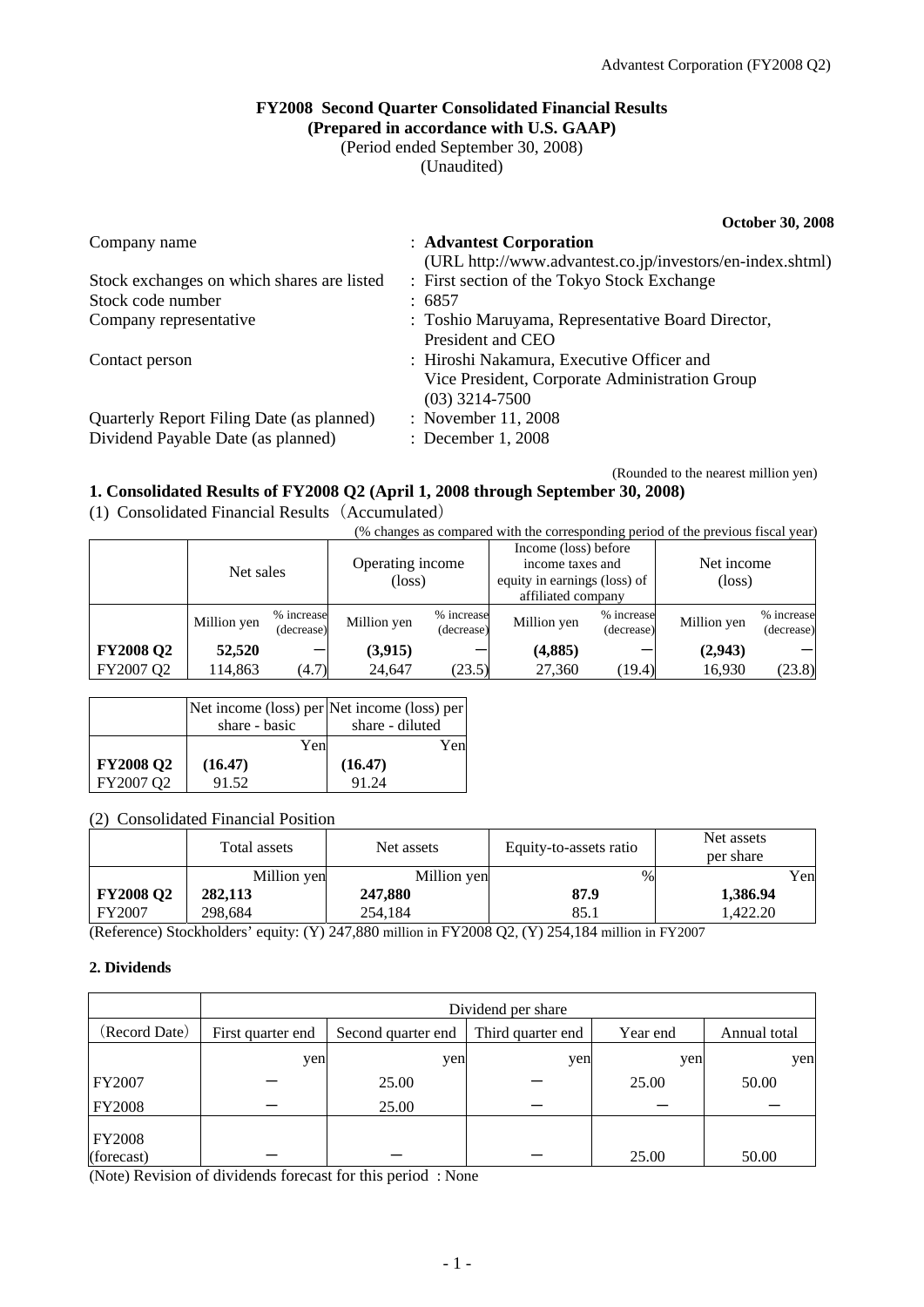# FY2008 Second Quarter Consolidated Financial Results
## (Prepared in accordance with U.S. GAAP)
(Period ended September 30, 2008)
(Unaudited)

**October 30, 2008**

| | |
|---|---|
| Company name | : **Advantest Corporation** (URL http://www.advantest.co.jp/investors/en-index.shtml) |
| Stock exchanges on which shares are listed | : First section of the Tokyo Stock Exchange |
| Stock code number | : 6857 |
| Company representative | : Toshio Maruyama, Representative Board Director, President and CEO |
| Contact person | : Hiroshi Nakamura, Executive Officer and Vice President, Corporate Administration Group (03) 3214-7500 |
| Quarterly Report Filing Date (as planned) | : November 11, 2008 |
| Dividend Payable Date (as planned) | : December 1, 2008 |

(Rounded to the nearest million yen)

## 1. Consolidated Results of FY2008 Q2 (April 1, 2008 through September 30, 2008)

(1) Consolidated Financial Results（Accumulated）

(% changes as compared with the corresponding period of the previous fiscal year)

| | Net sales | | Operating income (loss) | | Income (loss) before income taxes and equity in earnings (loss) of affiliated company | | Net income (loss) | |
|---|---|---|---|---|---|---|---|---|
| | Million yen | % increase (decrease) | Million yen | % increase (decrease) | Million yen | % increase (decrease) | Million yen | % increase (decrease) |
| **FY2008 Q2** | **52,520** | ― | **(3,915)** | ― | **(4,885)** | ― | **(2,943)** | ― |
| FY2007 Q2 | 114,863 | (4.7) | 24,647 | (23.5) | 27,360 | (19.4) | 16,930 | (23.8) |

| | Net income (loss) per share - basic | Net income (loss) per share - diluted |
|---|---|---|
| | Yen | Yen |
| **FY2008 Q2** | **(16.47)** | **(16.47)** |
| FY2007 Q2 | 91.52 | 91.24 |

(2) Consolidated Financial Position

| | Total assets | Net assets | Equity-to-assets ratio | Net assets per share |
|---|---|---|---|---|
| | Million yen | Million yen | % | Yen |
| **FY2008 Q2** | **282,113** | **247,880** | **87.9** | **1,386.94** |
| FY2007 | 298,684 | 254,184 | 85.1 | 1,422.20 |

(Reference) Stockholders' equity: (Y) 247,880 million in FY2008 Q2, (Y) 254,184 million in FY2007

### 2. Dividends

| | Dividend per share | | | | |
|---|---|---|---|---|---|
| (Record Date) | First quarter end | Second quarter end | Third quarter end | Year end | Annual total |
| | yen | yen | yen | yen | yen |
| FY2007 | ― | 25.00 | ― | 25.00 | 50.00 |
| FY2008 | ― | 25.00 | ― | ― | ― |
| FY2008 (forecast) | ― | ― | ― | 25.00 | 50.00 |

(Note) Revision of dividends forecast for this period : None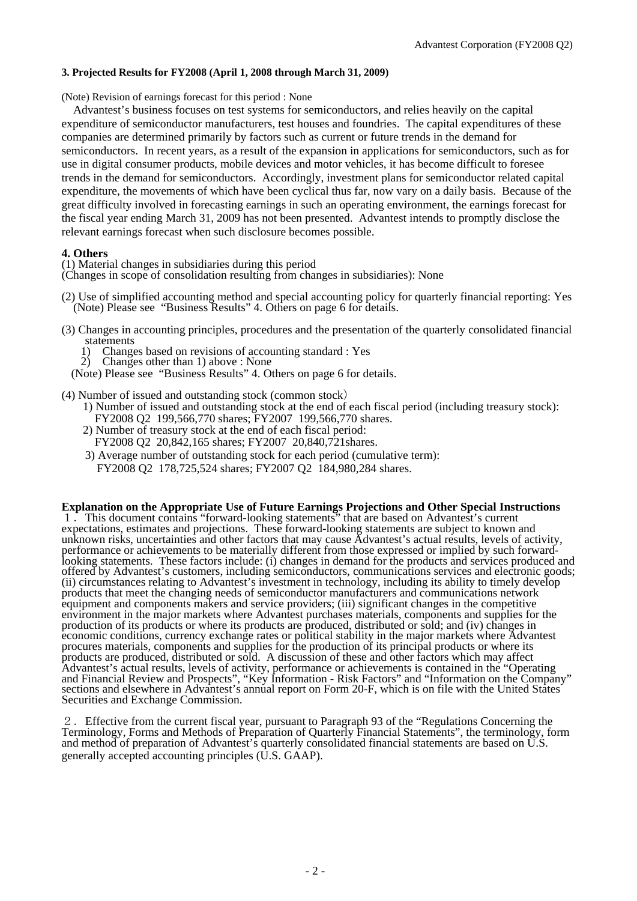### 3. Projected Results for FY2008 (April 1, 2008 through March 31, 2009)

(Note) Revision of earnings forecast for this period : None

Advantest's business focuses on test systems for semiconductors, and relies heavily on the capital expenditure of semiconductor manufacturers, test houses and foundries. The capital expenditures of these companies are determined primarily by factors such as current or future trends in the demand for semiconductors. In recent years, as a result of the expansion in applications for semiconductors, such as for use in digital consumer products, mobile devices and motor vehicles, it has become difficult to foresee trends in the demand for semiconductors. Accordingly, investment plans for semiconductor related capital expenditure, the movements of which have been cyclical thus far, now vary on a daily basis. Because of the great difficulty involved in forecasting earnings in such an operating environment, the earnings forecast for the fiscal year ending March 31, 2009 has not been presented. Advantest intends to promptly disclose the relevant earnings forecast when such disclosure becomes possible.

### 4. Others

(1) Material changes in subsidiaries during this period
(Changes in scope of consolidation resulting from changes in subsidiaries): None

(2) Use of simplified accounting method and special accounting policy for quarterly financial reporting: Yes
(Note) Please see "Business Results" 4. Others on page 6 for details.

(3) Changes in accounting principles, procedures and the presentation of the quarterly consolidated financial statements

1) Changes based on revisions of accounting standard : Yes
2) Changes other than 1) above : None

(Note) Please see "Business Results" 4. Others on page 6 for details.

(4) Number of issued and outstanding stock (common stock)

1) Number of issued and outstanding stock at the end of each fiscal period (including treasury stock):
FY2008 Q2 199,566,770 shares; FY2007 199,566,770 shares.
2) Number of treasury stock at the end of each fiscal period:
FY2008 Q2 20,842,165 shares; FY2007 20,840,721shares.
3) Average number of outstanding stock for each period (cumulative term):
FY2008 Q2 178,725,524 shares; FY2007 Q2 184,980,284 shares.

**Explanation on the Appropriate Use of Future Earnings Projections and Other Special Instructions**

１．This document contains "forward-looking statements" that are based on Advantest's current expectations, estimates and projections. These forward-looking statements are subject to known and unknown risks, uncertainties and other factors that may cause Advantest's actual results, levels of activity, performance or achievements to be materially different from those expressed or implied by such forward-looking statements. These factors include: (i) changes in demand for the products and services produced and offered by Advantest's customers, including semiconductors, communications services and electronic goods; (ii) circumstances relating to Advantest's investment in technology, including its ability to timely develop products that meet the changing needs of semiconductor manufacturers and communications network equipment and components makers and service providers; (iii) significant changes in the competitive environment in the major markets where Advantest purchases materials, components and supplies for the production of its products or where its products are produced, distributed or sold; and (iv) changes in economic conditions, currency exchange rates or political stability in the major markets where Advantest procures materials, components and supplies for the production of its principal products or where its products are produced, distributed or sold. A discussion of these and other factors which may affect Advantest's actual results, levels of activity, performance or achievements is contained in the "Operating and Financial Review and Prospects", "Key Information - Risk Factors" and "Information on the Company" sections and elsewhere in Advantest's annual report on Form 20-F, which is on file with the United States Securities and Exchange Commission.

２．Effective from the current fiscal year, pursuant to Paragraph 93 of the "Regulations Concerning the Terminology, Forms and Methods of Preparation of Quarterly Financial Statements", the terminology, form and method of preparation of Advantest's quarterly consolidated financial statements are based on U.S. generally accepted accounting principles (U.S. GAAP).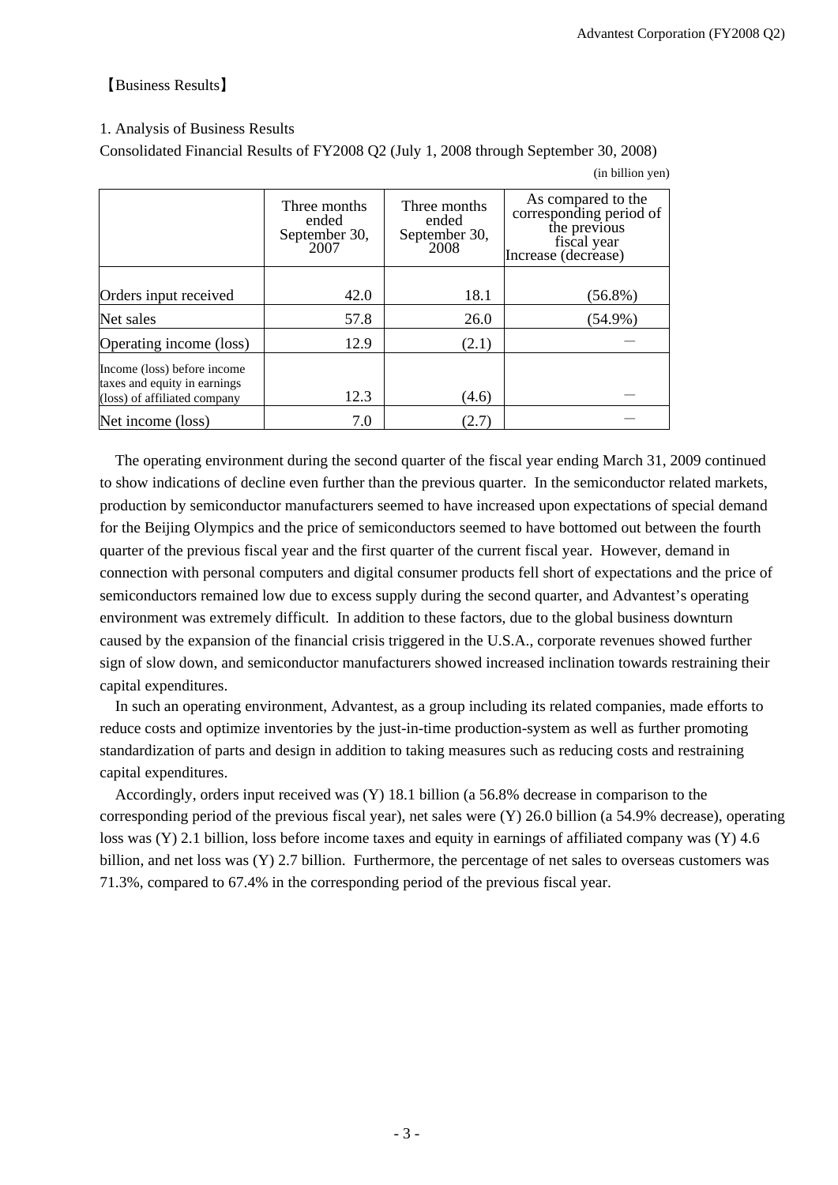【Business Results】

1. Analysis of Business Results

Consolidated Financial Results of FY2008 Q2 (July 1, 2008 through September 30, 2008)

(in billion yen)

| | Three months ended September 30, 2007 | Three months ended September 30, 2008 | As compared to the corresponding period of the previous fiscal year Increase (decrease) |
|---|---|---|---|
| Orders input received | 42.0 | 18.1 | (56.8%) |
| Net sales | 57.8 | 26.0 | (54.9%) |
| Operating income (loss) | 12.9 | (2.1) | — |
| Income (loss) before income taxes and equity in earnings (loss) of affiliated company | 12.3 | (4.6) | — |
| Net income (loss) | 7.0 | (2.7) | — |

The operating environment during the second quarter of the fiscal year ending March 31, 2009 continued to show indications of decline even further than the previous quarter. In the semiconductor related markets, production by semiconductor manufacturers seemed to have increased upon expectations of special demand for the Beijing Olympics and the price of semiconductors seemed to have bottomed out between the fourth quarter of the previous fiscal year and the first quarter of the current fiscal year. However, demand in connection with personal computers and digital consumer products fell short of expectations and the price of semiconductors remained low due to excess supply during the second quarter, and Advantest's operating environment was extremely difficult. In addition to these factors, due to the global business downturn caused by the expansion of the financial crisis triggered in the U.S.A., corporate revenues showed further sign of slow down, and semiconductor manufacturers showed increased inclination towards restraining their capital expenditures.

In such an operating environment, Advantest, as a group including its related companies, made efforts to reduce costs and optimize inventories by the just-in-time production-system as well as further promoting standardization of parts and design in addition to taking measures such as reducing costs and restraining capital expenditures.

Accordingly, orders input received was (Y) 18.1 billion (a 56.8% decrease in comparison to the corresponding period of the previous fiscal year), net sales were (Y) 26.0 billion (a 54.9% decrease), operating loss was (Y) 2.1 billion, loss before income taxes and equity in earnings of affiliated company was (Y) 4.6 billion, and net loss was (Y) 2.7 billion. Furthermore, the percentage of net sales to overseas customers was 71.3%, compared to 67.4% in the corresponding period of the previous fiscal year.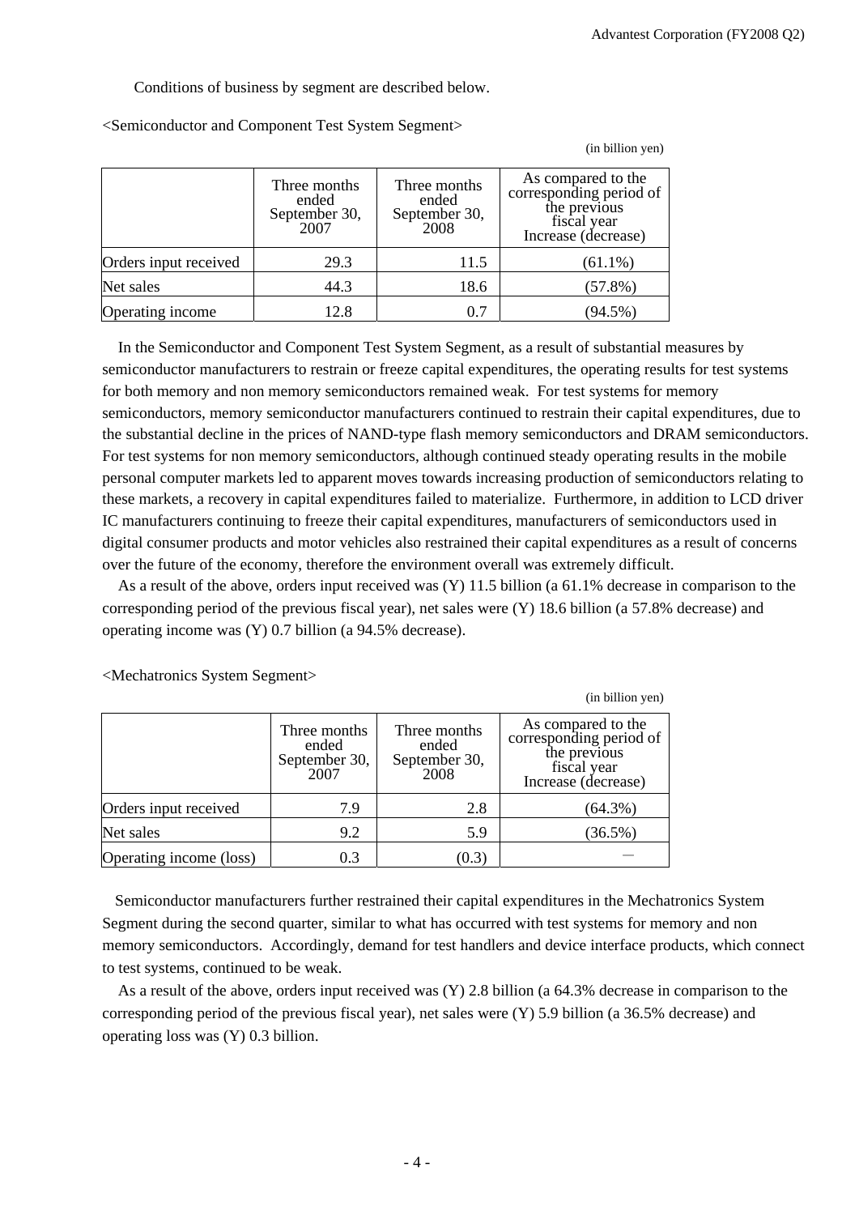Conditions of business by segment are described below.

<Semiconductor and Component Test System Segment>

(in billion yen)

| | Three months ended September 30, 2007 | Three months ended September 30, 2008 | As compared to the corresponding period of the previous fiscal year Increase (decrease) |
|---|---|---|---|
| Orders input received | 29.3 | 11.5 | (61.1%) |
| Net sales | 44.3 | 18.6 | (57.8%) |
| Operating income | 12.8 | 0.7 | (94.5%) |

In the Semiconductor and Component Test System Segment, as a result of substantial measures by semiconductor manufacturers to restrain or freeze capital expenditures, the operating results for test systems for both memory and non memory semiconductors remained weak. For test systems for memory semiconductors, memory semiconductor manufacturers continued to restrain their capital expenditures, due to the substantial decline in the prices of NAND-type flash memory semiconductors and DRAM semiconductors. For test systems for non memory semiconductors, although continued steady operating results in the mobile personal computer markets led to apparent moves towards increasing production of semiconductors relating to these markets, a recovery in capital expenditures failed to materialize. Furthermore, in addition to LCD driver IC manufacturers continuing to freeze their capital expenditures, manufacturers of semiconductors used in digital consumer products and motor vehicles also restrained their capital expenditures as a result of concerns over the future of the economy, therefore the environment overall was extremely difficult.

As a result of the above, orders input received was (Y) 11.5 billion (a 61.1% decrease in comparison to the corresponding period of the previous fiscal year), net sales were (Y) 18.6 billion (a 57.8% decrease) and operating income was (Y) 0.7 billion (a 94.5% decrease).

<Mechatronics System Segment>

(in billion yen)

| | Three months ended September 30, 2007 | Three months ended September 30, 2008 | As compared to the corresponding period of the previous fiscal year Increase (decrease) |
|---|---|---|---|
| Orders input received | 7.9 | 2.8 | (64.3%) |
| Net sales | 9.2 | 5.9 | (36.5%) |
| Operating income (loss) | 0.3 | (0.3) | — |

Semiconductor manufacturers further restrained their capital expenditures in the Mechatronics System Segment during the second quarter, similar to what has occurred with test systems for memory and non memory semiconductors. Accordingly, demand for test handlers and device interface products, which connect to test systems, continued to be weak.

As a result of the above, orders input received was (Y) 2.8 billion (a 64.3% decrease in comparison to the corresponding period of the previous fiscal year), net sales were (Y) 5.9 billion (a 36.5% decrease) and operating loss was (Y) 0.3 billion.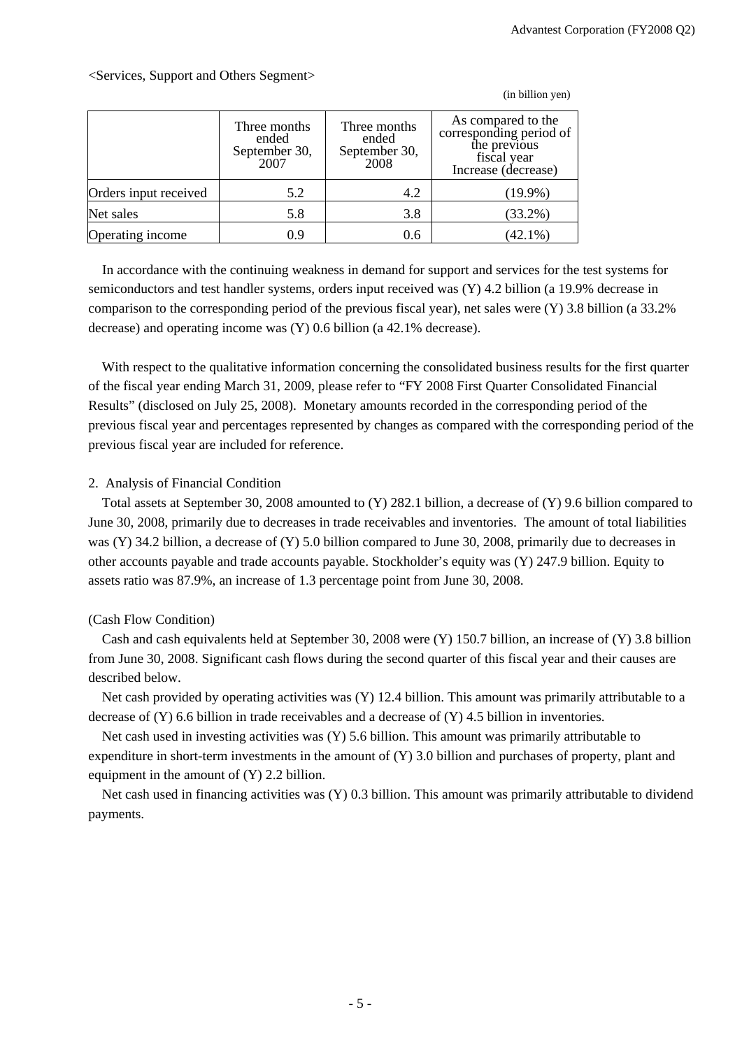<Services, Support and Others Segment>

(in billion yen)

| | Three months ended September 30, 2007 | Three months ended September 30, 2008 | As compared to the corresponding period of the previous fiscal year Increase (decrease) |
|---|---|---|---|
| Orders input received | 5.2 | 4.2 | (19.9%) |
| Net sales | 5.8 | 3.8 | (33.2%) |
| Operating income | 0.9 | 0.6 | (42.1%) |

In accordance with the continuing weakness in demand for support and services for the test systems for semiconductors and test handler systems, orders input received was (Y) 4.2 billion (a 19.9% decrease in comparison to the corresponding period of the previous fiscal year), net sales were (Y) 3.8 billion (a 33.2% decrease) and operating income was (Y) 0.6 billion (a 42.1% decrease).

With respect to the qualitative information concerning the consolidated business results for the first quarter of the fiscal year ending March 31, 2009, please refer to "FY 2008 First Quarter Consolidated Financial Results" (disclosed on July 25, 2008). Monetary amounts recorded in the corresponding period of the previous fiscal year and percentages represented by changes as compared with the corresponding period of the previous fiscal year are included for reference.

2. Analysis of Financial Condition

Total assets at September 30, 2008 amounted to (Y) 282.1 billion, a decrease of (Y) 9.6 billion compared to June 30, 2008, primarily due to decreases in trade receivables and inventories. The amount of total liabilities was (Y) 34.2 billion, a decrease of (Y) 5.0 billion compared to June 30, 2008, primarily due to decreases in other accounts payable and trade accounts payable. Stockholder's equity was (Y) 247.9 billion. Equity to assets ratio was 87.9%, an increase of 1.3 percentage point from June 30, 2008.

(Cash Flow Condition)

Cash and cash equivalents held at September 30, 2008 were (Y) 150.7 billion, an increase of (Y) 3.8 billion from June 30, 2008. Significant cash flows during the second quarter of this fiscal year and their causes are described below.

Net cash provided by operating activities was (Y) 12.4 billion. This amount was primarily attributable to a decrease of (Y) 6.6 billion in trade receivables and a decrease of (Y) 4.5 billion in inventories.

Net cash used in investing activities was (Y) 5.6 billion. This amount was primarily attributable to expenditure in short-term investments in the amount of (Y) 3.0 billion and purchases of property, plant and equipment in the amount of (Y) 2.2 billion.

Net cash used in financing activities was (Y) 0.3 billion. This amount was primarily attributable to dividend payments.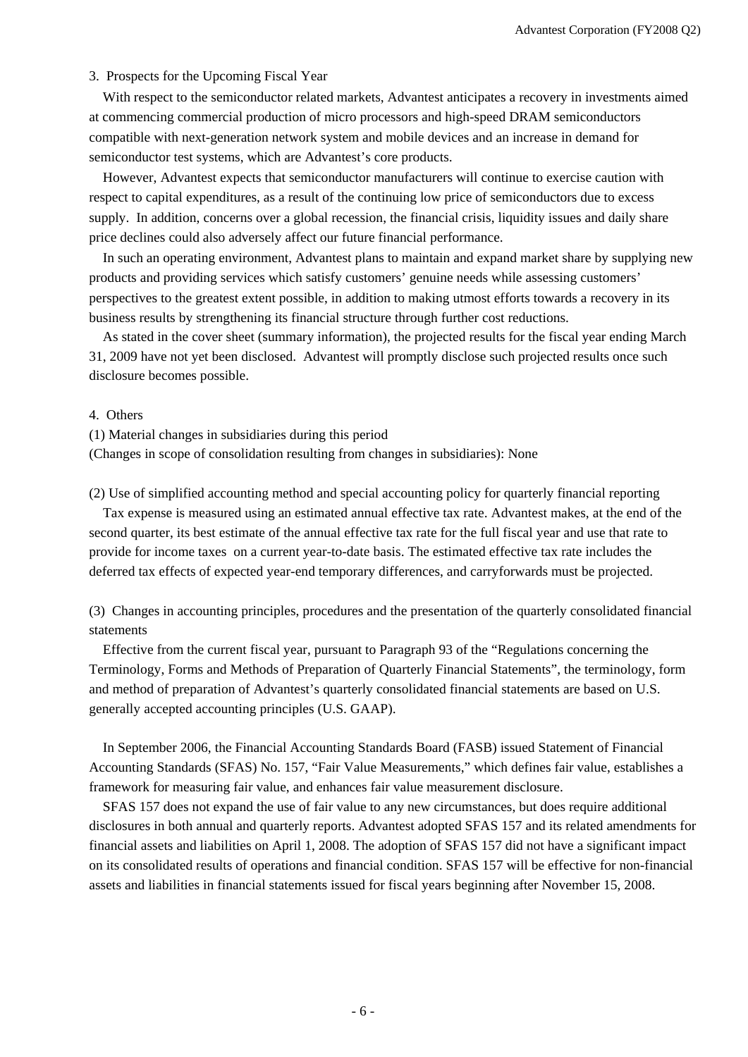3. Prospects for the Upcoming Fiscal Year

With respect to the semiconductor related markets, Advantest anticipates a recovery in investments aimed at commencing commercial production of micro processors and high-speed DRAM semiconductors compatible with next-generation network system and mobile devices and an increase in demand for semiconductor test systems, which are Advantest's core products.

However, Advantest expects that semiconductor manufacturers will continue to exercise caution with respect to capital expenditures, as a result of the continuing low price of semiconductors due to excess supply. In addition, concerns over a global recession, the financial crisis, liquidity issues and daily share price declines could also adversely affect our future financial performance.

In such an operating environment, Advantest plans to maintain and expand market share by supplying new products and providing services which satisfy customers' genuine needs while assessing customers' perspectives to the greatest extent possible, in addition to making utmost efforts towards a recovery in its business results by strengthening its financial structure through further cost reductions.

As stated in the cover sheet (summary information), the projected results for the fiscal year ending March 31, 2009 have not yet been disclosed. Advantest will promptly disclose such projected results once such disclosure becomes possible.

4. Others

(1) Material changes in subsidiaries during this period
(Changes in scope of consolidation resulting from changes in subsidiaries): None

(2) Use of simplified accounting method and special accounting policy for quarterly financial reporting

Tax expense is measured using an estimated annual effective tax rate. Advantest makes, at the end of the second quarter, its best estimate of the annual effective tax rate for the full fiscal year and use that rate to provide for income taxes on a current year-to-date basis. The estimated effective tax rate includes the deferred tax effects of expected year-end temporary differences, and carryforwards must be projected.

(3) Changes in accounting principles, procedures and the presentation of the quarterly consolidated financial statements

Effective from the current fiscal year, pursuant to Paragraph 93 of the "Regulations concerning the Terminology, Forms and Methods of Preparation of Quarterly Financial Statements", the terminology, form and method of preparation of Advantest's quarterly consolidated financial statements are based on U.S. generally accepted accounting principles (U.S. GAAP).

In September 2006, the Financial Accounting Standards Board (FASB) issued Statement of Financial Accounting Standards (SFAS) No. 157, "Fair Value Measurements," which defines fair value, establishes a framework for measuring fair value, and enhances fair value measurement disclosure.

SFAS 157 does not expand the use of fair value to any new circumstances, but does require additional disclosures in both annual and quarterly reports. Advantest adopted SFAS 157 and its related amendments for financial assets and liabilities on April 1, 2008. The adoption of SFAS 157 did not have a significant impact on its consolidated results of operations and financial condition. SFAS 157 will be effective for non-financial assets and liabilities in financial statements issued for fiscal years beginning after November 15, 2008.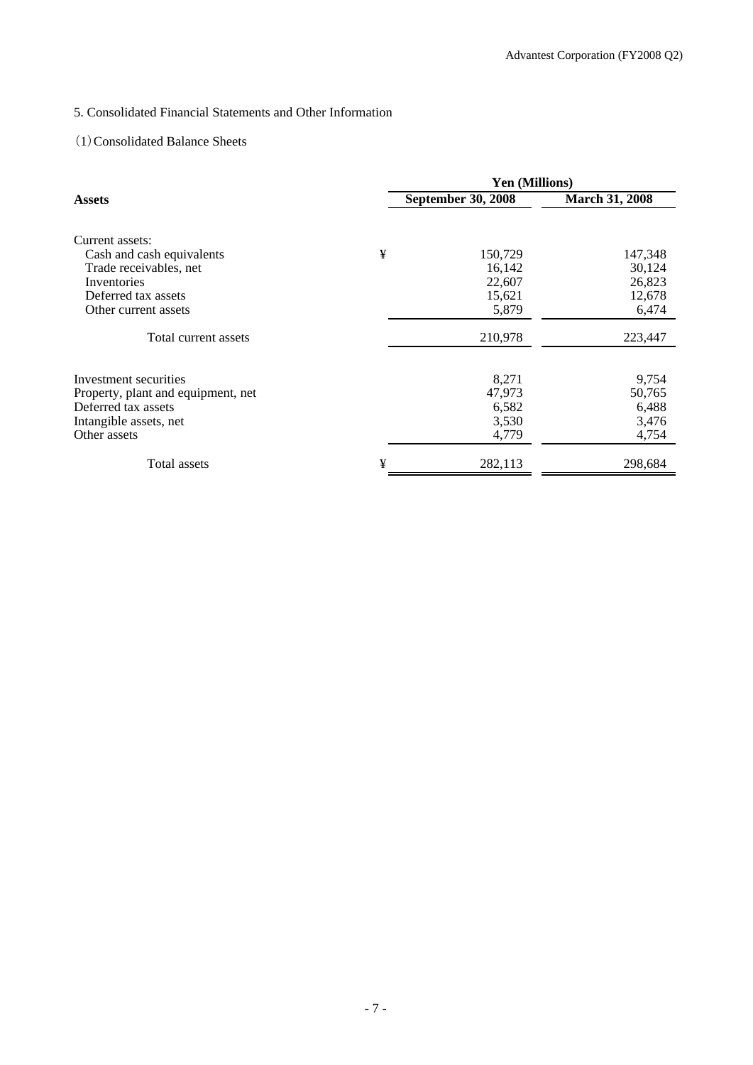## 5. Consolidated Financial Statements and Other Information

### (1) Consolidated Balance Sheets

| | | Yen (Millions) | |
|---|---|---|---|
| **Assets** | | **September 30, 2008** | **March 31, 2008** |
| Current assets: | | | |
| Cash and cash equivalents | ¥ | 150,729 | 147,348 |
| Trade receivables, net | | 16,142 | 30,124 |
| Inventories | | 22,607 | 26,823 |
| Deferred tax assets | | 15,621 | 12,678 |
| Other current assets | | 5,879 | 6,474 |
| Total current assets | | 210,978 | 223,447 |
| Investment securities | | 8,271 | 9,754 |
| Property, plant and equipment, net | | 47,973 | 50,765 |
| Deferred tax assets | | 6,582 | 6,488 |
| Intangible assets, net | | 3,530 | 3,476 |
| Other assets | | 4,779 | 4,754 |
| Total assets | ¥ | 282,113 | 298,684 |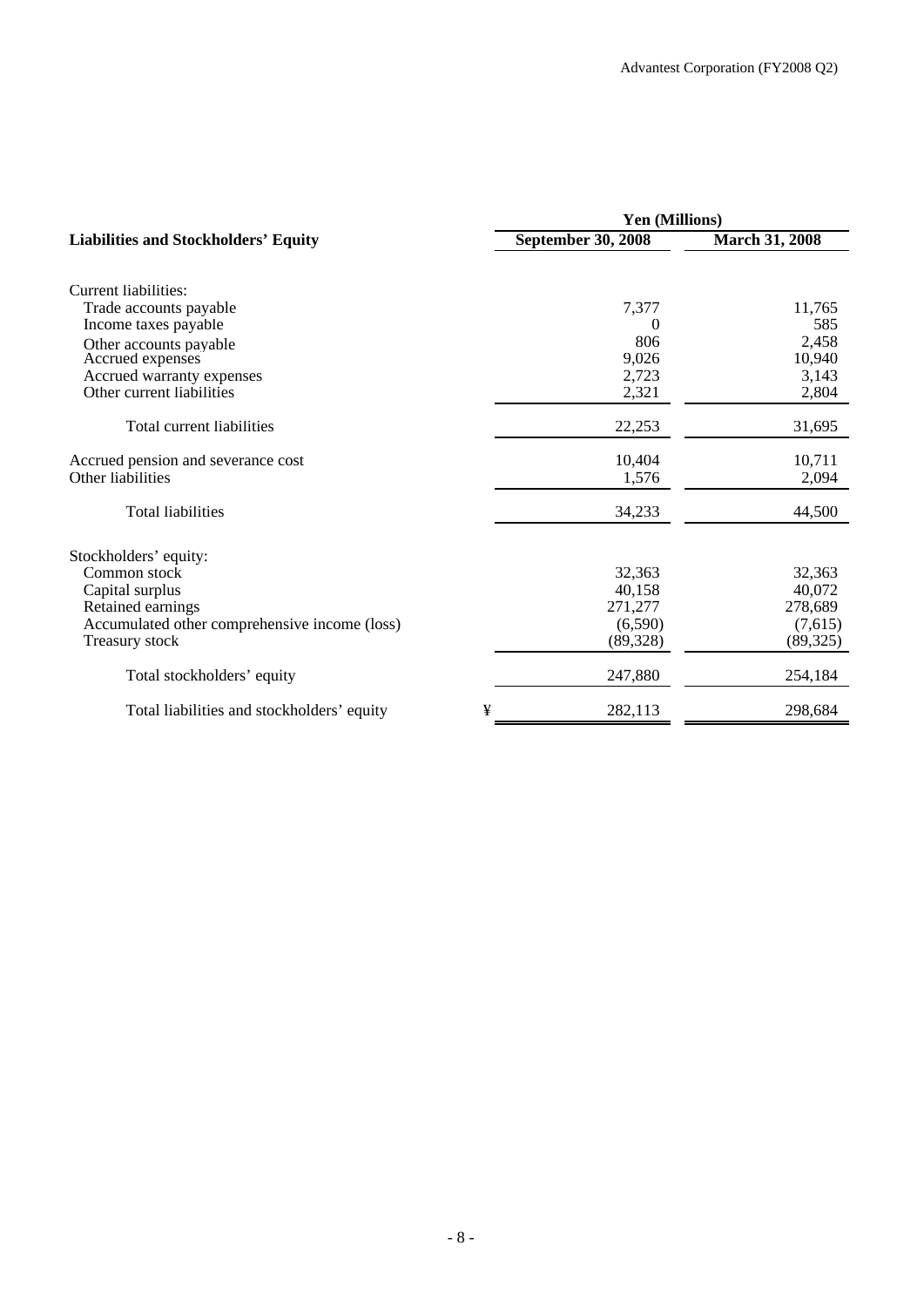| Liabilities and Stockholders' Equity | Yen (Millions) | |
|---|---|---|
| | September 30, 2008 | March 31, 2008 |
| Current liabilities: | | |
| Trade accounts payable | 7,377 | 11,765 |
| Income taxes payable | 0 | 585 |
| Other accounts payable | 806 | 2,458 |
| Accrued expenses | 9,026 | 10,940 |
| Accrued warranty expenses | 2,723 | 3,143 |
| Other current liabilities | 2,321 | 2,804 |
| Total current liabilities | 22,253 | 31,695 |
| Accrued pension and severance cost | 10,404 | 10,711 |
| Other liabilities | 1,576 | 2,094 |
| Total liabilities | 34,233 | 44,500 |
| Stockholders' equity: | | |
| Common stock | 32,363 | 32,363 |
| Capital surplus | 40,158 | 40,072 |
| Retained earnings | 271,277 | 278,689 |
| Accumulated other comprehensive income (loss) | (6,590) | (7,615) |
| Treasury stock | (89,328) | (89,325) |
| Total stockholders' equity | 247,880 | 254,184 |
| Total liabilities and stockholders' equity | ¥ 282,113 | 298,684 |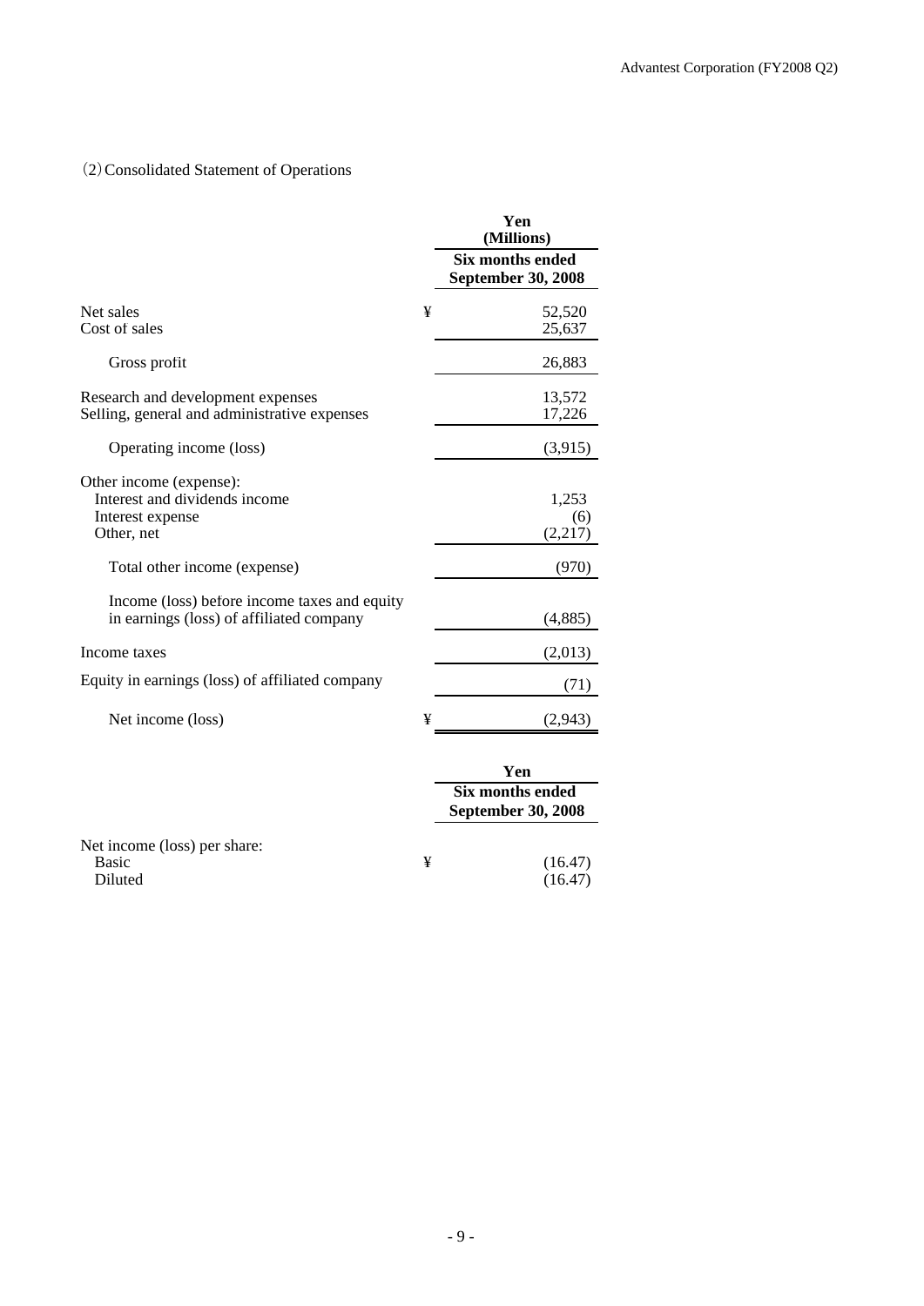（2）Consolidated Statement of Operations

| | Yen (Millions) |
|---|---|
| | Six months ended September 30, 2008 |
| Net sales | ¥ 52,520 |
| Cost of sales | 25,637 |
| Gross profit | 26,883 |
| Research and development expenses | 13,572 |
| Selling, general and administrative expenses | 17,226 |
| Operating income (loss) | (3,915) |
| Other income (expense): | |
| Interest and dividends income | 1,253 |
| Interest expense | (6) |
| Other, net | (2,217) |
| Total other income (expense) | (970) |
| Income (loss) before income taxes and equity in earnings (loss) of affiliated company | (4,885) |
| Income taxes | (2,013) |
| Equity in earnings (loss) of affiliated company | (71) |
| Net income (loss) | ¥ (2,943) |

| | Yen |
|---|---|
| | Six months ended September 30, 2008 |
| Net income (loss) per share: | |
| Basic | ¥ (16.47) |
| Diluted | (16.47) |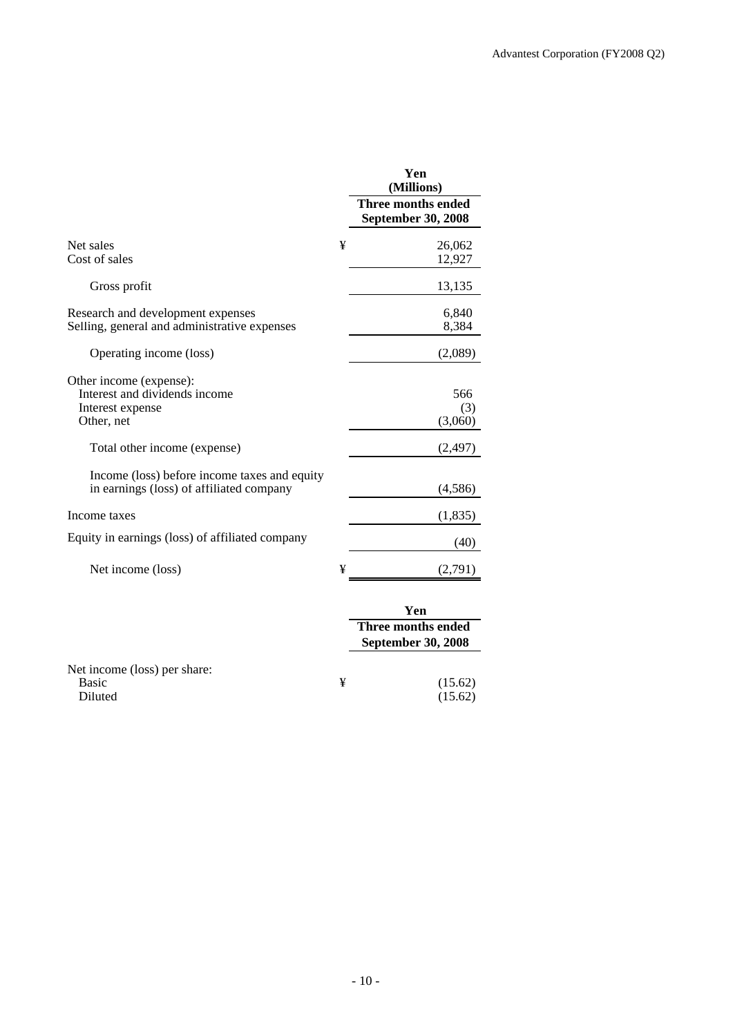| | | Yen (Millions) |
|---|---|---|
| | | Three months ended September 30, 2008 |
| Net sales | ¥ | 26,062 |
| Cost of sales | | 12,927 |
| Gross profit | | 13,135 |
| Research and development expenses | | 6,840 |
| Selling, general and administrative expenses | | 8,384 |
| Operating income (loss) | | (2,089) |
| Other income (expense): | | |
| Interest and dividends income | | 566 |
| Interest expense | | (3) |
| Other, net | | (3,060) |
| Total other income (expense) | | (2,497) |
| Income (loss) before income taxes and equity in earnings (loss) of affiliated company | | (4,586) |
| Income taxes | | (1,835) |
| Equity in earnings (loss) of affiliated company | | (40) |
| Net income (loss) | ¥ | (2,791) |

| | | Yen |
|---|---|---|
| | | Three months ended September 30, 2008 |
| Net income (loss) per share: | | |
| Basic | ¥ | (15.62) |
| Diluted | | (15.62) |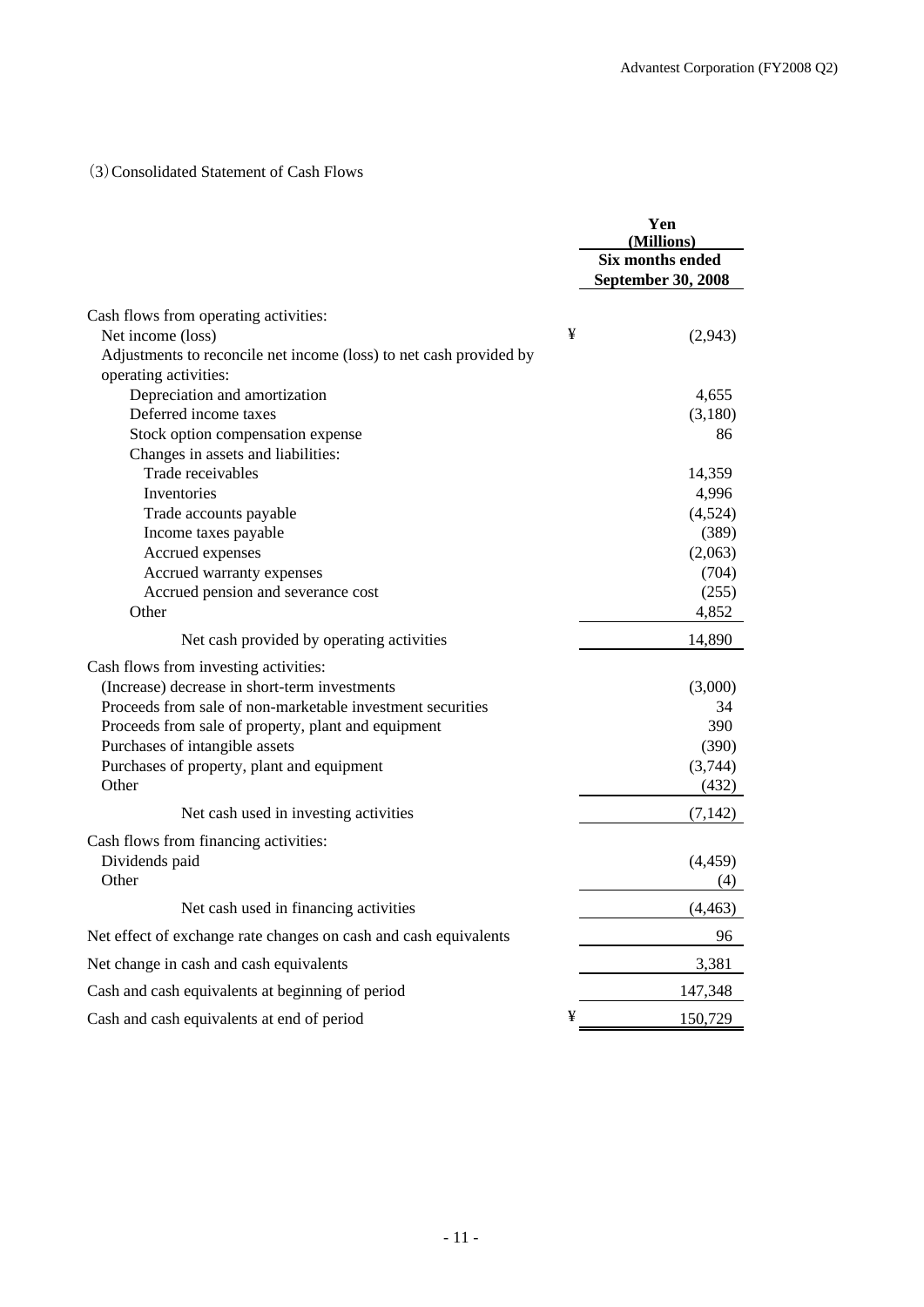(3) Consolidated Statement of Cash Flows

| | | Yen (Millions) |
|---|---|---|
| | | Six months ended September 30, 2008 |
| Cash flows from operating activities: | | |
| Net income (loss) | ¥ | (2,943) |
| Adjustments to reconcile net income (loss) to net cash provided by operating activities: | | |
| Depreciation and amortization | | 4,655 |
| Deferred income taxes | | (3,180) |
| Stock option compensation expense | | 86 |
| Changes in assets and liabilities: | | |
| Trade receivables | | 14,359 |
| Inventories | | 4,996 |
| Trade accounts payable | | (4,524) |
| Income taxes payable | | (389) |
| Accrued expenses | | (2,063) |
| Accrued warranty expenses | | (704) |
| Accrued pension and severance cost | | (255) |
| Other | | 4,852 |
| Net cash provided by operating activities | | 14,890 |
| Cash flows from investing activities: | | |
| (Increase) decrease in short-term investments | | (3,000) |
| Proceeds from sale of non-marketable investment securities | | 34 |
| Proceeds from sale of property, plant and equipment | | 390 |
| Purchases of intangible assets | | (390) |
| Purchases of property, plant and equipment | | (3,744) |
| Other | | (432) |
| Net cash used in investing activities | | (7,142) |
| Cash flows from financing activities: | | |
| Dividends paid | | (4,459) |
| Other | | (4) |
| Net cash used in financing activities | | (4,463) |
| Net effect of exchange rate changes on cash and cash equivalents | | 96 |
| Net change in cash and cash equivalents | | 3,381 |
| Cash and cash equivalents at beginning of period | | 147,348 |
| Cash and cash equivalents at end of period | ¥ | 150,729 |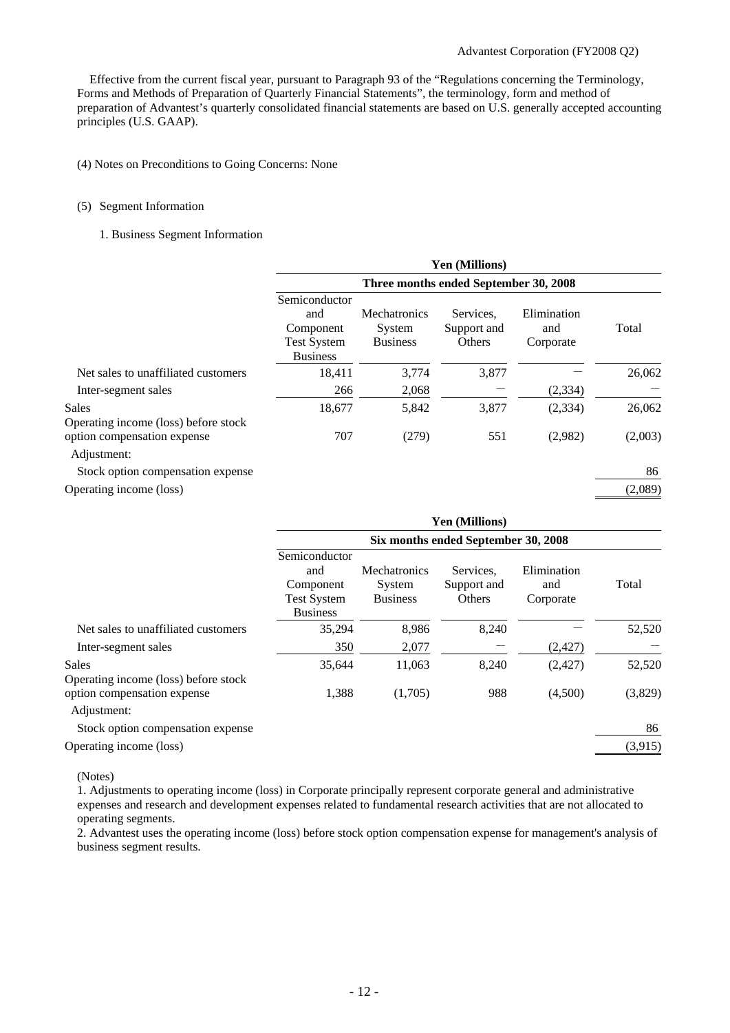Effective from the current fiscal year, pursuant to Paragraph 93 of the "Regulations concerning the Terminology, Forms and Methods of Preparation of Quarterly Financial Statements", the terminology, form and method of preparation of Advantest's quarterly consolidated financial statements are based on U.S. generally accepted accounting principles (U.S. GAAP).

(4) Notes on Preconditions to Going Concerns: None

(5) Segment Information

1. Business Segment Information

| | Yen (Millions) | | | | |
|---|---|---|---|---|---|
| | Three months ended September 30, 2008 | | | | |
| | Semiconductor and Component Test System Business | Mechatronics System Business | Services, Support and Others | Elimination and Corporate | Total |
| Net sales to unaffiliated customers | 18,411 | 3,774 | 3,877 | — | 26,062 |
| Inter-segment sales | 266 | 2,068 | — | (2,334) | — |
| Sales | 18,677 | 5,842 | 3,877 | (2,334) | 26,062 |
| Operating income (loss) before stock option compensation expense | 707 | (279) | 551 | (2,982) | (2,003) |
| Adjustment: | | | | | |
| Stock option compensation expense | | | | | 86 |
| Operating income (loss) | | | | | (2,089) |

| | Yen (Millions) | | | | |
|---|---|---|---|---|---|
| | Six months ended September 30, 2008 | | | | |
| | Semiconductor and Component Test System Business | Mechatronics System Business | Services, Support and Others | Elimination and Corporate | Total |
| Net sales to unaffiliated customers | 35,294 | 8,986 | 8,240 | — | 52,520 |
| Inter-segment sales | 350 | 2,077 | — | (2,427) | — |
| Sales | 35,644 | 11,063 | 8,240 | (2,427) | 52,520 |
| Operating income (loss) before stock option compensation expense | 1,388 | (1,705) | 988 | (4,500) | (3,829) |
| Adjustment: | | | | | |
| Stock option compensation expense | | | | | 86 |
| Operating income (loss) | | | | | (3,915) |

(Notes)

1. Adjustments to operating income (loss) in Corporate principally represent corporate general and administrative expenses and research and development expenses related to fundamental research activities that are not allocated to operating segments.

2. Advantest uses the operating income (loss) before stock option compensation expense for management's analysis of business segment results.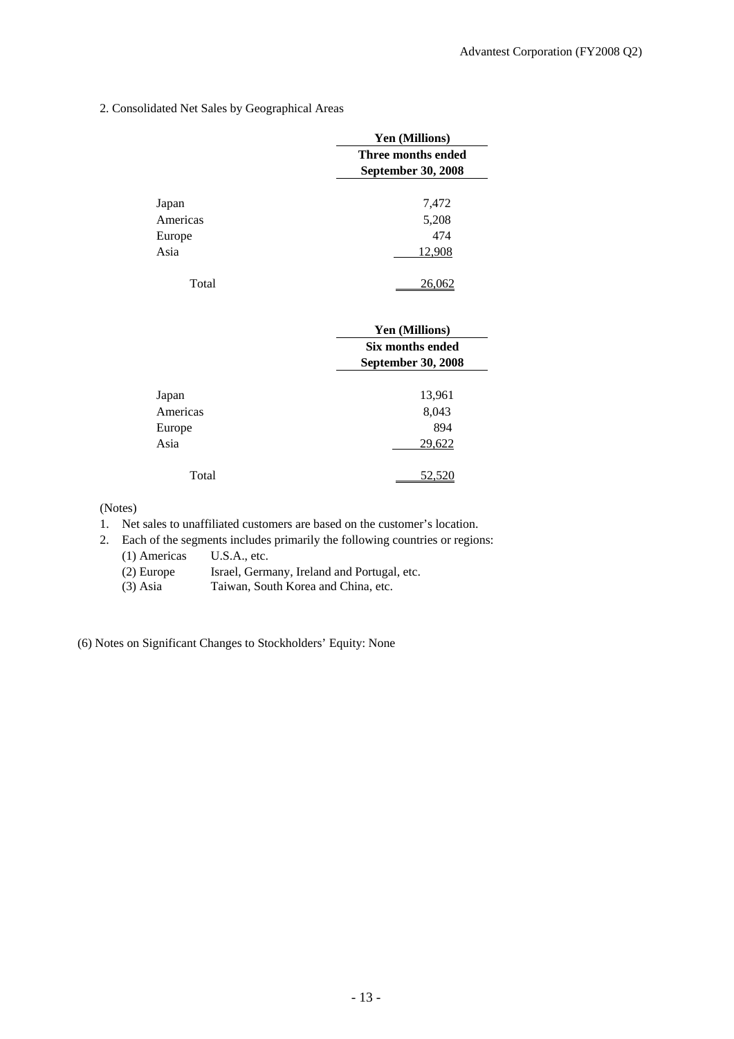2. Consolidated Net Sales by Geographical Areas

| | Yen (Millions) |
|---|---|
| | Three months ended September 30, 2008 |
| Japan | 7,472 |
| Americas | 5,208 |
| Europe | 474 |
| Asia | 12,908 |
| Total | 26,062 |

| | Yen (Millions) |
|---|---|
| | Six months ended September 30, 2008 |
| Japan | 13,961 |
| Americas | 8,043 |
| Europe | 894 |
| Asia | 29,622 |
| Total | 52,520 |

(Notes)

1. Net sales to unaffiliated customers are based on the customer's location.
2. Each of the segments includes primarily the following countries or regions:
   - (1) Americas U.S.A., etc.
   - (2) Europe Israel, Germany, Ireland and Portugal, etc.
   - (3) Asia Taiwan, South Korea and China, etc.

(6) Notes on Significant Changes to Stockholders' Equity: None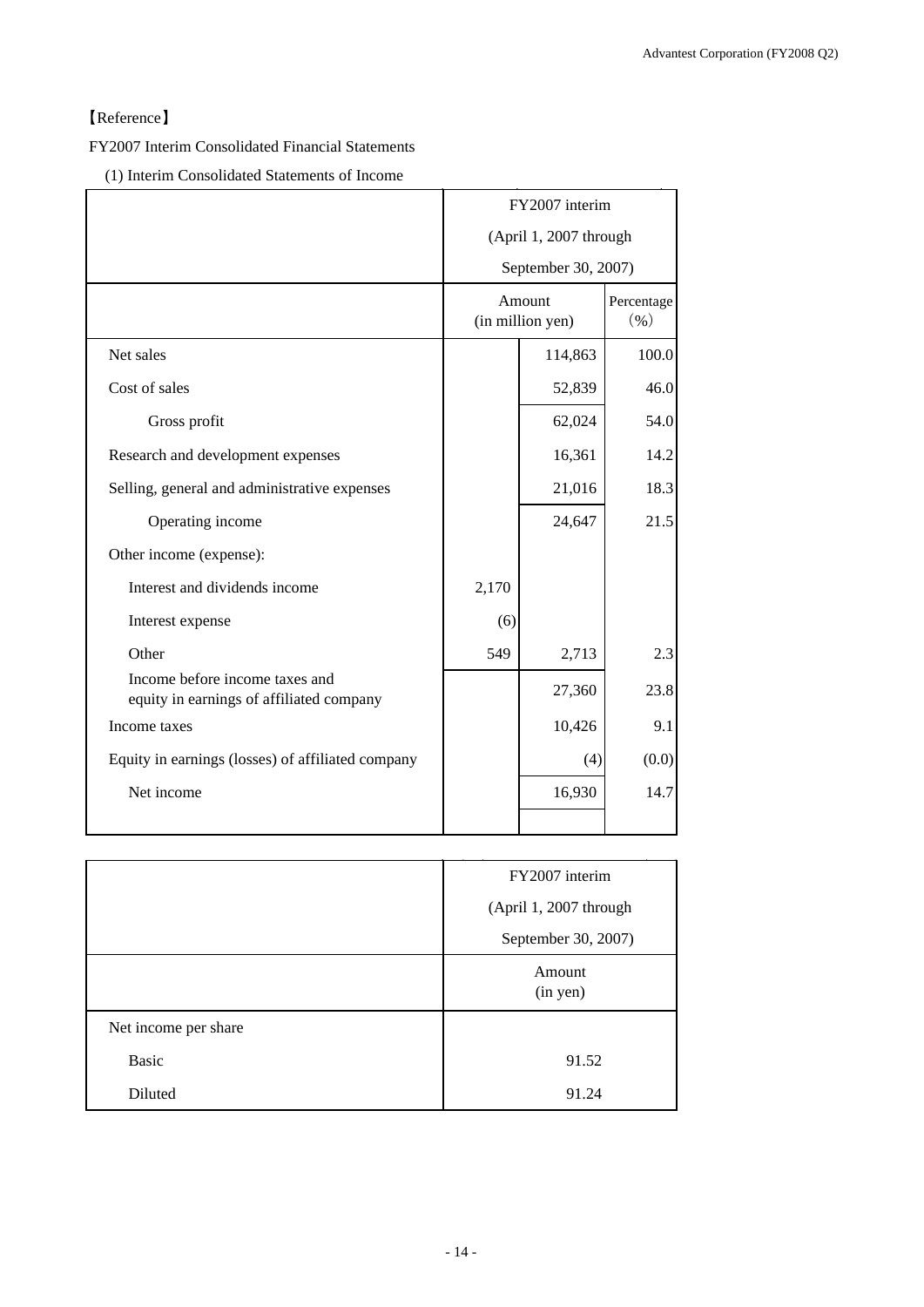【Reference】

FY2007 Interim Consolidated Financial Statements

(1) Interim Consolidated Statements of Income

| | FY2007 interim (April 1, 2007 through September 30, 2007) | | |
|---|---|---|---|
| | Amount (in million yen) | | Percentage (%) |
| Net sales | | 114,863 | 100.0 |
| Cost of sales | | 52,839 | 46.0 |
| Gross profit | | 62,024 | 54.0 |
| Research and development expenses | | 16,361 | 14.2 |
| Selling, general and administrative expenses | | 21,016 | 18.3 |
| Operating income | | 24,647 | 21.5 |
| Other income (expense): | | | |
| Interest and dividends income | 2,170 | | |
| Interest expense | (6) | | |
| Other | 549 | 2,713 | 2.3 |
| Income before income taxes and equity in earnings of affiliated company | | 27,360 | 23.8 |
| Income taxes | | 10,426 | 9.1 |
| Equity in earnings (losses) of affiliated company | | (4) | (0.0) |
| Net income | | 16,930 | 14.7 |

| | FY2007 interim (April 1, 2007 through September 30, 2007) |
|---|---|
| | Amount (in yen) |
| Net income per share | |
| Basic | 91.52 |
| Diluted | 91.24 |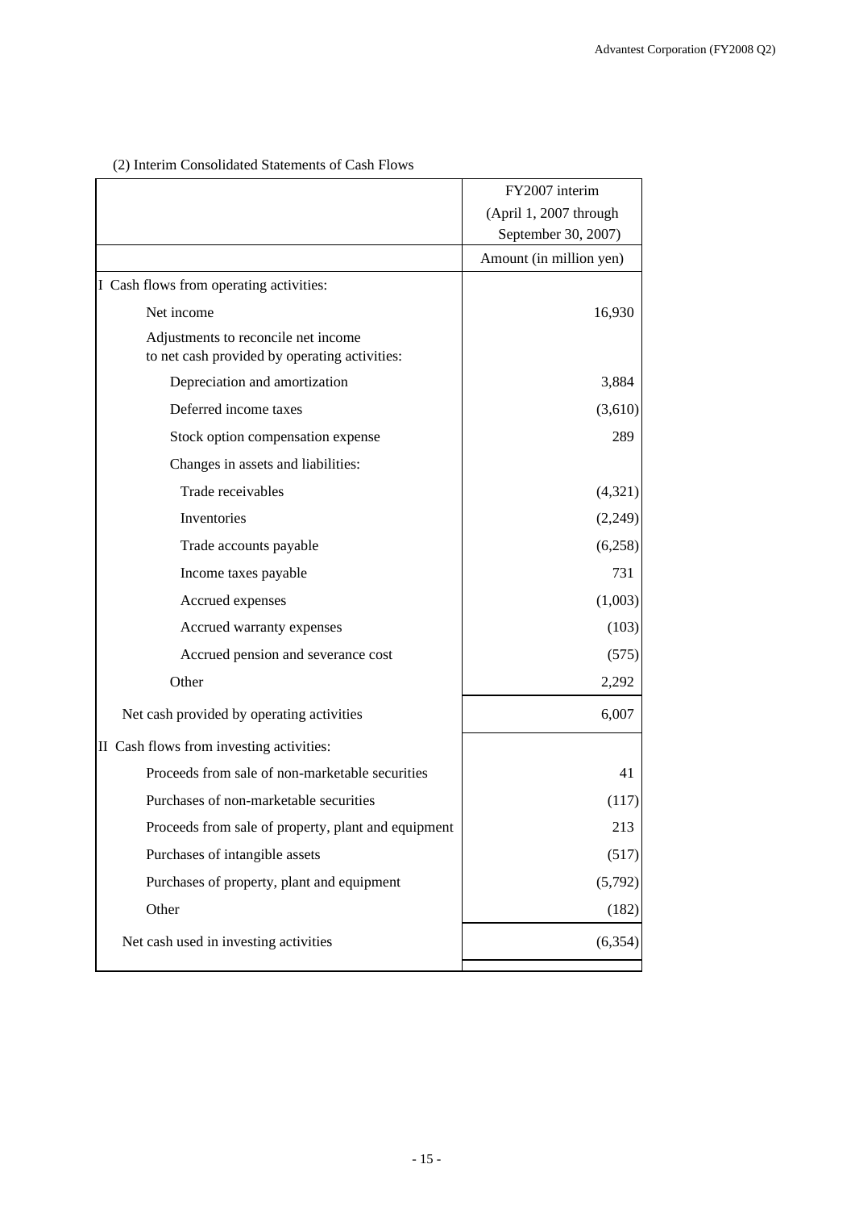(2) Interim Consolidated Statements of Cash Flows

| | FY2007 interim (April 1, 2007 through September 30, 2007) |
|---|---|
| | Amount (in million yen) |
| I Cash flows from operating activities: | |
| Net income | 16,930 |
| Adjustments to reconcile net income to net cash provided by operating activities: | |
| Depreciation and amortization | 3,884 |
| Deferred income taxes | (3,610) |
| Stock option compensation expense | 289 |
| Changes in assets and liabilities: | |
| Trade receivables | (4,321) |
| Inventories | (2,249) |
| Trade accounts payable | (6,258) |
| Income taxes payable | 731 |
| Accrued expenses | (1,003) |
| Accrued warranty expenses | (103) |
| Accrued pension and severance cost | (575) |
| Other | 2,292 |
| Net cash provided by operating activities | 6,007 |
| II Cash flows from investing activities: | |
| Proceeds from sale of non-marketable securities | 41 |
| Purchases of non-marketable securities | (117) |
| Proceeds from sale of property, plant and equipment | 213 |
| Purchases of intangible assets | (517) |
| Purchases of property, plant and equipment | (5,792) |
| Other | (182) |
| Net cash used in investing activities | (6,354) |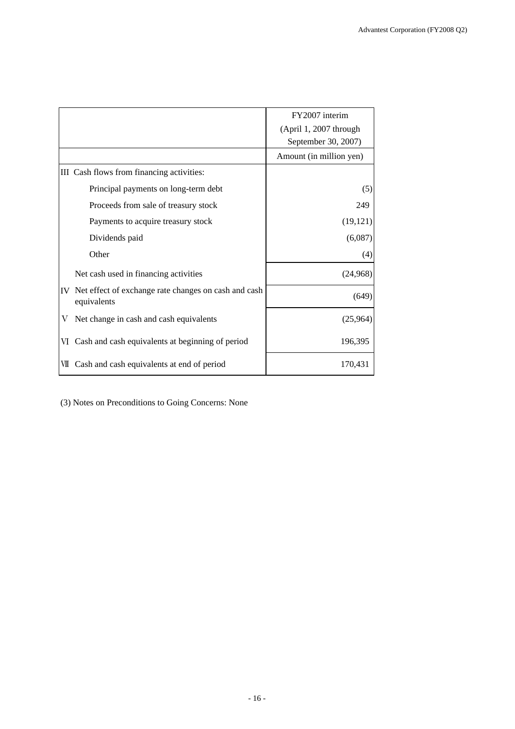| | FY2007 interim (April 1, 2007 through September 30, 2007) |
|---|---|
| | Amount (in million yen) |
| III Cash flows from financing activities: | |
| Principal payments on long-term debt | (5) |
| Proceeds from sale of treasury stock | 249 |
| Payments to acquire treasury stock | (19,121) |
| Dividends paid | (6,087) |
| Other | (4) |
| Net cash used in financing activities | (24,968) |
| IV Net effect of exchange rate changes on cash and cash equivalents | (649) |
| V Net change in cash and cash equivalents | (25,964) |
| VI Cash and cash equivalents at beginning of period | 196,395 |
| VII Cash and cash equivalents at end of period | 170,431 |

(3) Notes on Preconditions to Going Concerns: None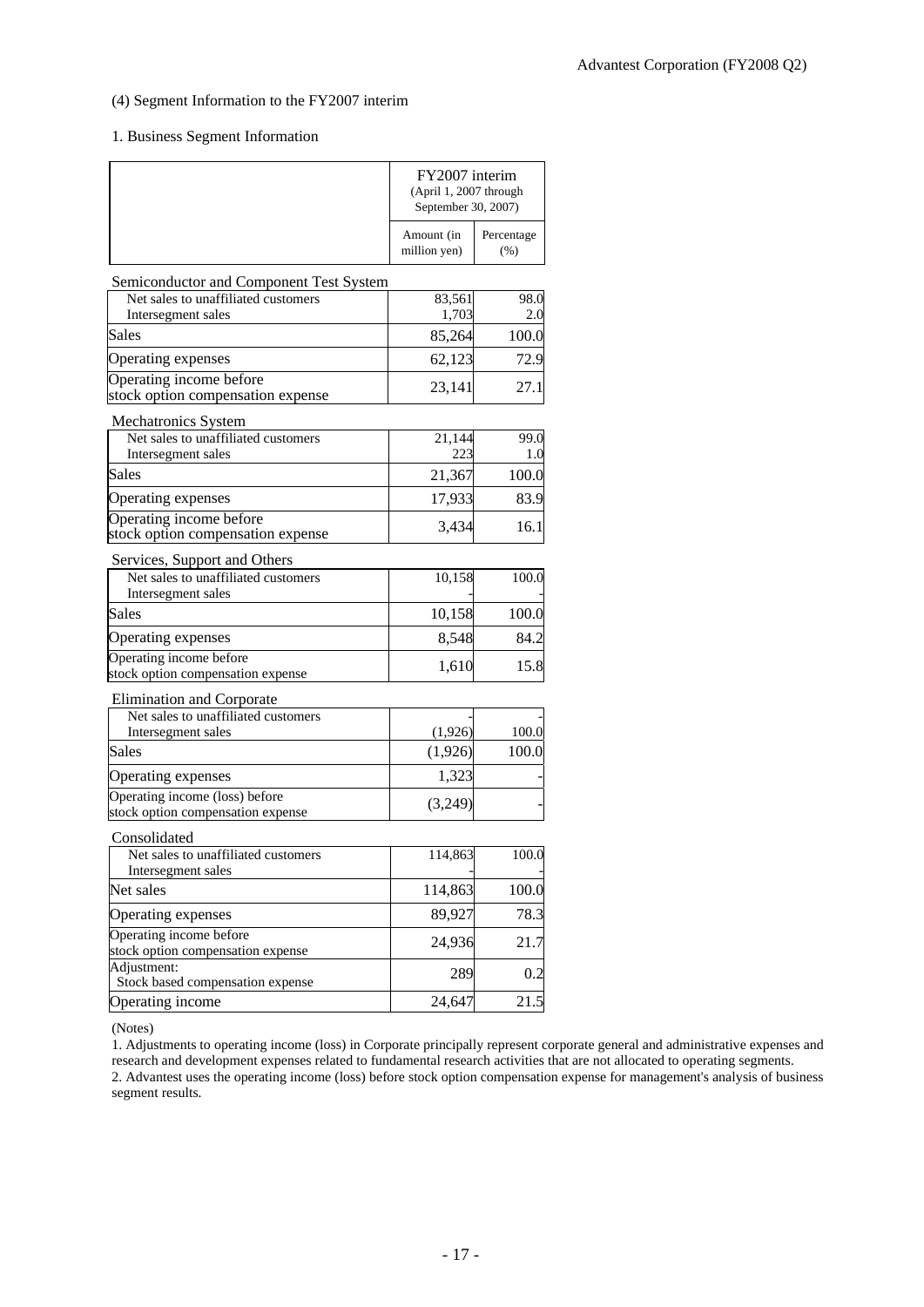(4) Segment Information to the FY2007 interim

1. Business Segment Information

| | FY2007 interim (April 1, 2007 through September 30, 2007) | |
|---|---|---|
| | Amount (in million yen) | Percentage (%) |
| **Semiconductor and Component Test System** | | |
| Net sales to unaffiliated customers | 83,561 | 98.0 |
| Intersegment sales | 1,703 | 2.0 |
| Sales | 85,264 | 100.0 |
| Operating expenses | 62,123 | 72.9 |
| Operating income before stock option compensation expense | 23,141 | 27.1 |
| **Mechatronics System** | | |
| Net sales to unaffiliated customers | 21,144 | 99.0 |
| Intersegment sales | 223 | 1.0 |
| Sales | 21,367 | 100.0 |
| Operating expenses | 17,933 | 83.9 |
| Operating income before stock option compensation expense | 3,434 | 16.1 |
| **Services, Support and Others** | | |
| Net sales to unaffiliated customers | 10,158 | 100.0 |
| Intersegment sales | - | - |
| Sales | 10,158 | 100.0 |
| Operating expenses | 8,548 | 84.2 |
| Operating income before stock option compensation expense | 1,610 | 15.8 |
| **Elimination and Corporate** | | |
| Net sales to unaffiliated customers | - | - |
| Intersegment sales | (1,926) | 100.0 |
| Sales | (1,926) | 100.0 |
| Operating expenses | 1,323 | - |
| Operating income (loss) before stock option compensation expense | (3,249) | - |
| **Consolidated** | | |
| Net sales to unaffiliated customers | 114,863 | 100.0 |
| Intersegment sales | - | - |
| Net sales | 114,863 | 100.0 |
| Operating expenses | 89,927 | 78.3 |
| Operating income before stock option compensation expense | 24,936 | 21.7 |
| Adjustment: Stock based compensation expense | 289 | 0.2 |
| Operating income | 24,647 | 21.5 |

(Notes)

1. Adjustments to operating income (loss) in Corporate principally represent corporate general and administrative expenses and research and development expenses related to fundamental research activities that are not allocated to operating segments.
2. Advantest uses the operating income (loss) before stock option compensation expense for management's analysis of business segment results.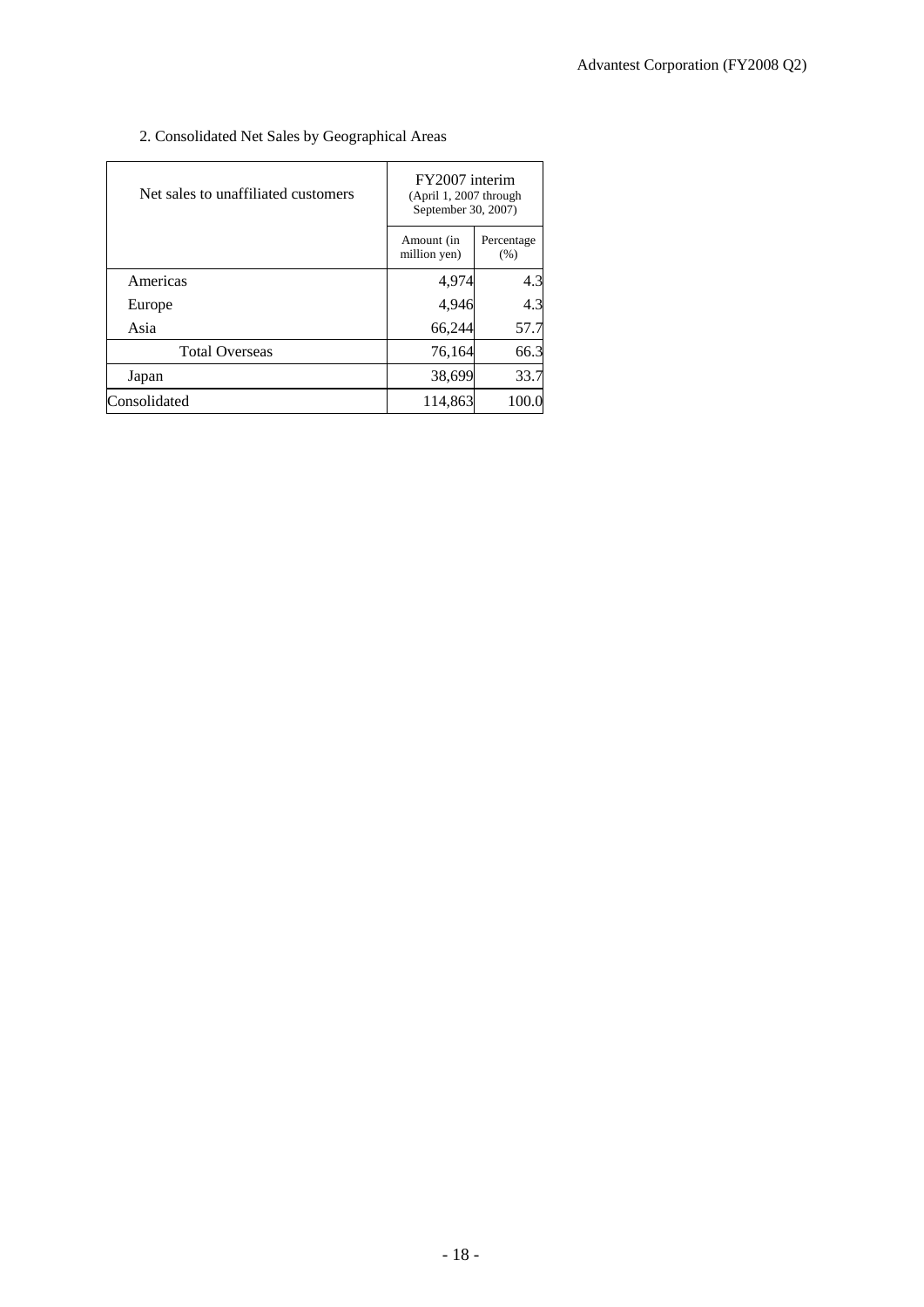2. Consolidated Net Sales by Geographical Areas

| Net sales to unaffiliated customers | FY2007 interim (April 1, 2007 through September 30, 2007) | |
|---|---|---|
| | Amount (in million yen) | Percentage (%) |
| Americas | 4,974 | 4.3 |
| Europe | 4,946 | 4.3 |
| Asia | 66,244 | 57.7 |
| Total Overseas | 76,164 | 66.3 |
| Japan | 38,699 | 33.7 |
| Consolidated | 114,863 | 100.0 |